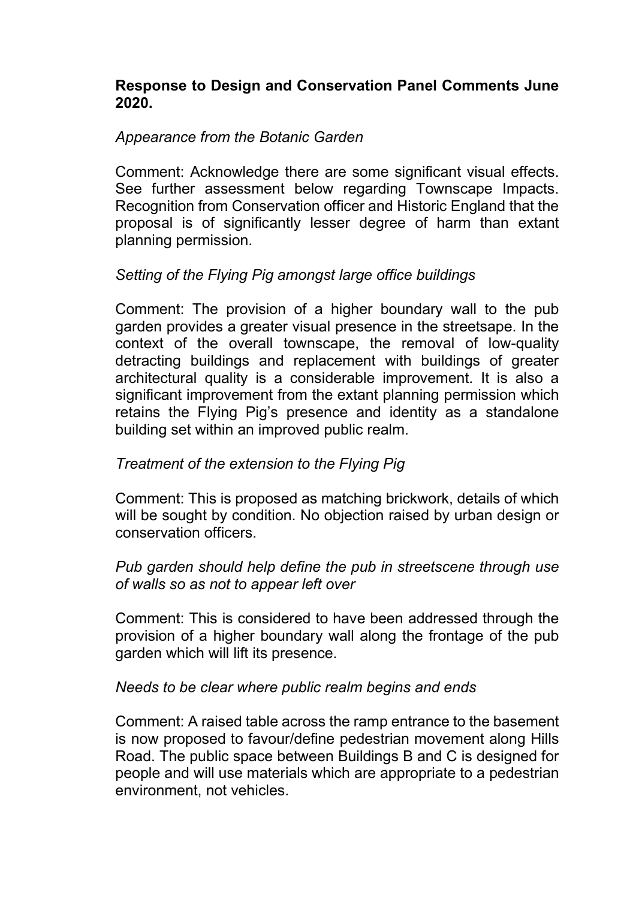**Response to Design and Conservation Panel Comments June 2020.**

*Appearance from the Botanic Garden*

Comment: Acknowledge there are some significant visual effects. See further assessment below regarding Townscape Impacts. Recognition from Conservation officer and Historic England that the proposal is of significantly lesser degree of harm than extant planning permission.

*Setting of the Flying Pig amongst large office buildings*

Comment: The provision of a higher boundary wall to the pub garden provides a greater visual presence in the streetsape. In the context of the overall townscape, the removal of low-quality detracting buildings and replacement with buildings of greater architectural quality is a considerable improvement. It is also a significant improvement from the extant planning permission which retains the Flying Pig's presence and identity as a standalone building set within an improved public realm.

*Treatment of the extension to the Flying Pig*

Comment: This is proposed as matching brickwork, details of which will be sought by condition. No objection raised by urban design or conservation officers.

*Pub garden should help define the pub in streetscene through use of walls so as not to appear left over*

Comment: This is considered to have been addressed through the provision of a higher boundary wall along the frontage of the pub garden which will lift its presence.

*Needs to be clear where public realm begins and ends*

Comment: A raised table across the ramp entrance to the basement is now proposed to favour/define pedestrian movement along Hills Road. The public space between Buildings B and C is designed for people and will use materials which are appropriate to a pedestrian environment, not vehicles.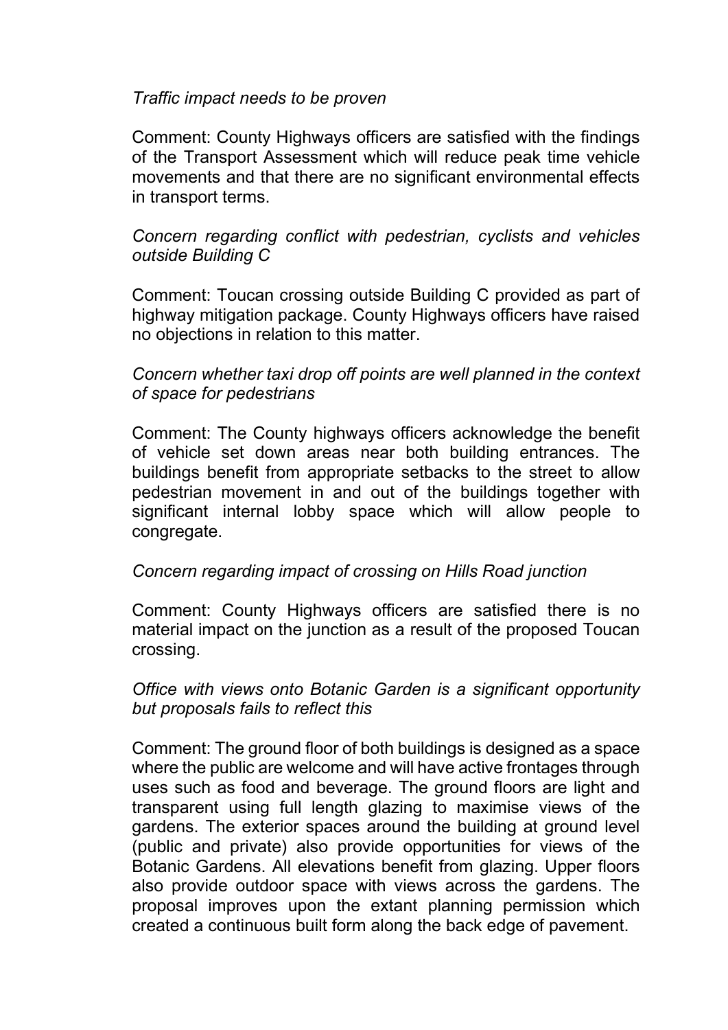*Traffic impact needs to be proven*

Comment: County Highways officers are satisfied with the findings of the Transport Assessment which will reduce peak time vehicle movements and that there are no significant environmental effects in transport terms.

*Concern regarding conflict with pedestrian, cyclists and vehicles outside Building C*

Comment: Toucan crossing outside Building C provided as part of highway mitigation package. County Highways officers have raised no objections in relation to this matter.

*Concern whether taxi drop off points are well planned in the context of space for pedestrians*

Comment: The County highways officers acknowledge the benefit of vehicle set down areas near both building entrances. The buildings benefit from appropriate setbacks to the street to allow pedestrian movement in and out of the buildings together with significant internal lobby space which will allow people to congregate.

*Concern regarding impact of crossing on Hills Road junction*

Comment: County Highways officers are satisfied there is no material impact on the junction as a result of the proposed Toucan crossing.

*Office with views onto Botanic Garden is a significant opportunity but proposals fails to reflect this*

Comment: The ground floor of both buildings is designed as a space where the public are welcome and will have active frontages through uses such as food and beverage. The ground floors are light and transparent using full length glazing to maximise views of the gardens. The exterior spaces around the building at ground level (public and private) also provide opportunities for views of the Botanic Gardens. All elevations benefit from glazing. Upper floors also provide outdoor space with views across the gardens. The proposal improves upon the extant planning permission which created a continuous built form along the back edge of pavement.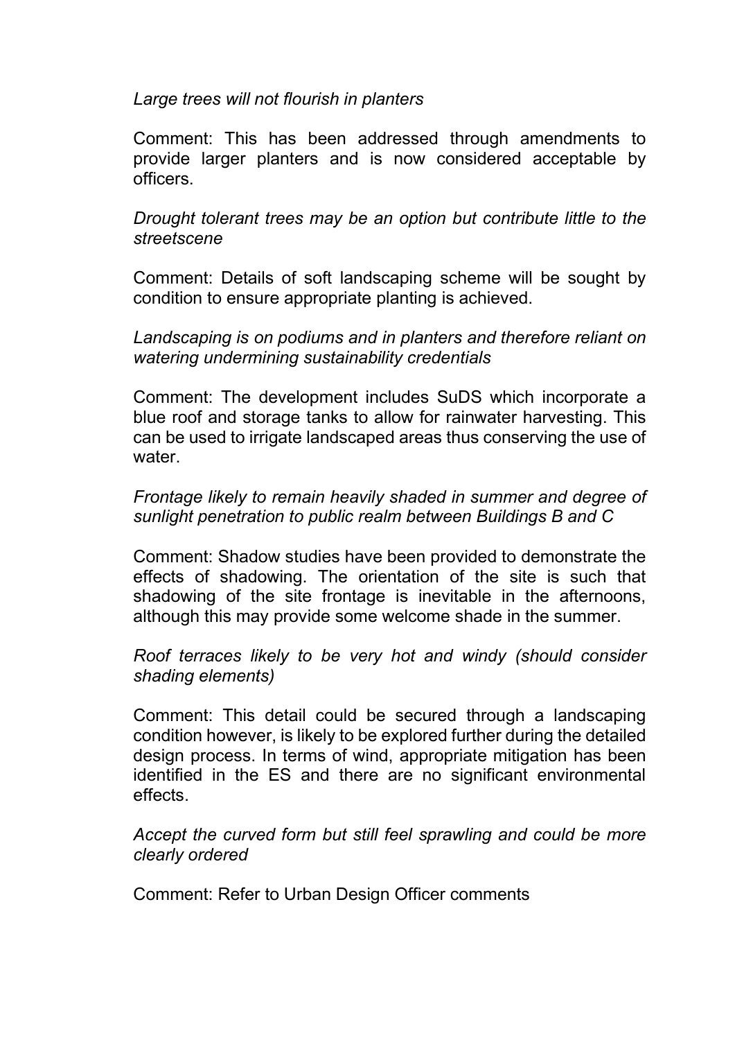*Large trees will not flourish in planters*

Comment: This has been addressed through amendments to provide larger planters and is now considered acceptable by officers.

*Drought tolerant trees may be an option but contribute little to the streetscene*

Comment: Details of soft landscaping scheme will be sought by condition to ensure appropriate planting is achieved.

*Landscaping is on podiums and in planters and therefore reliant on watering undermining sustainability credentials*

Comment: The development includes SuDS which incorporate a blue roof and storage tanks to allow for rainwater harvesting. This can be used to irrigate landscaped areas thus conserving the use of water.

*Frontage likely to remain heavily shaded in summer and degree of sunlight penetration to public realm between Buildings B and C*

Comment: Shadow studies have been provided to demonstrate the effects of shadowing. The orientation of the site is such that shadowing of the site frontage is inevitable in the afternoons, although this may provide some welcome shade in the summer.

*Roof terraces likely to be very hot and windy (should consider shading elements)*

Comment: This detail could be secured through a landscaping condition however, is likely to be explored further during the detailed design process. In terms of wind, appropriate mitigation has been identified in the ES and there are no significant environmental effects.

*Accept the curved form but still feel sprawling and could be more clearly ordered*

Comment: Refer to Urban Design Officer comments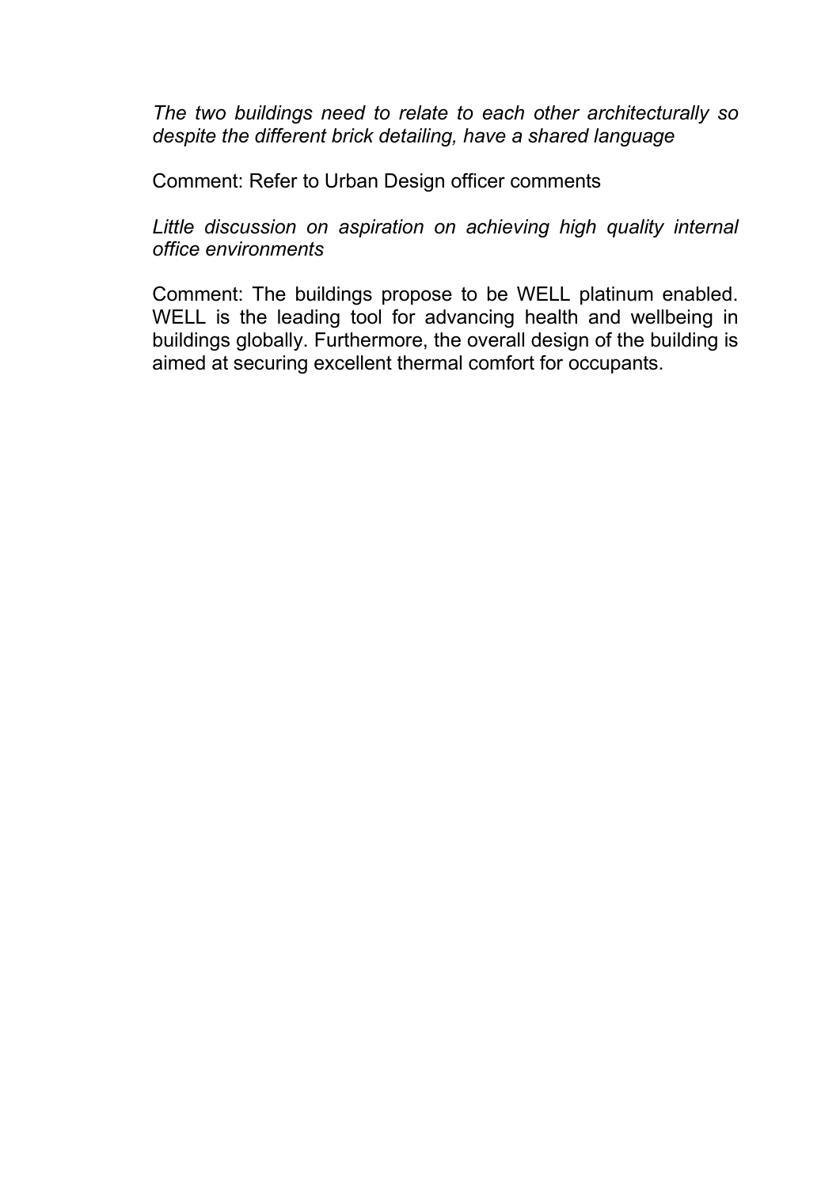*The two buildings need to relate to each other architecturally so despite the different brick detailing, have a shared language*

Comment: Refer to Urban Design officer comments

*Little discussion on aspiration on achieving high quality internal office environments*

Comment: The buildings propose to be WELL platinum enabled. WELL is the leading tool for advancing health and wellbeing in buildings globally. Furthermore, the overall design of the building is aimed at securing excellent thermal comfort for occupants.